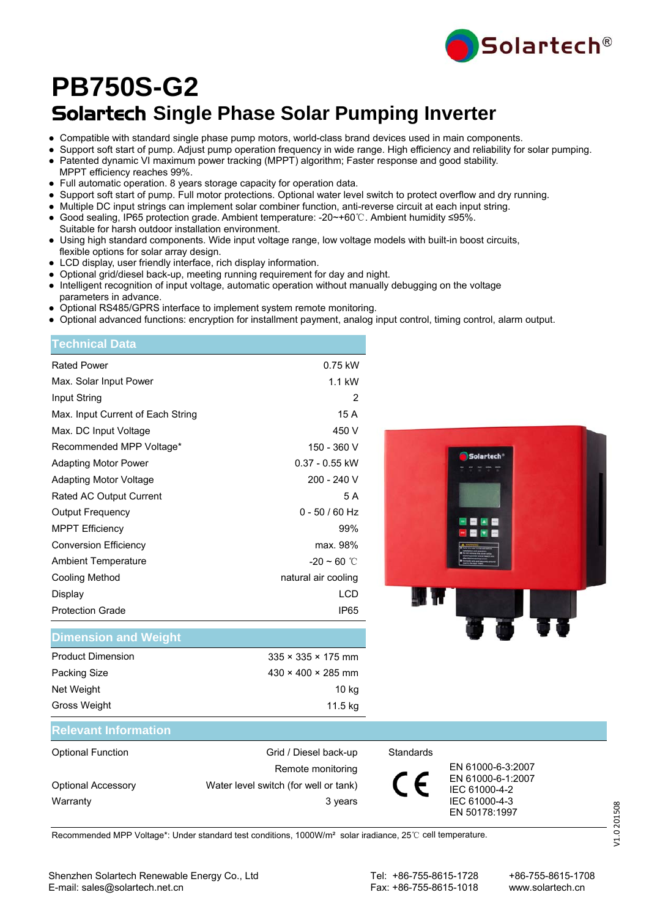# PB750S-G2

## Solartech Single Phase Solar Pumping Inverter

- Compatible with standard single phase pump motors, world-class brand devices used in main components.
- Support soft start of pump. Adjust pump operation frequency in wide range. High efficiency and reliability for solar pumping.
- Patented dynamic VI maximum power tracking (MPPT) algorithm; Faster response and good stability. MPPT efficiency reaches 99%.
- Full automatic operation. 8 years storage capacity for operation data.
- Support soft start of pump. Full motor protections. Optional water level switch to protect overflow and dry running.
- Multiple DC input strings can implement solar combiner function, anti-reverse circuit at each input string.
- Good sealing, IP65 protection grade. Ambient temperature: -20~+60℃. Ambient humidity ≤95%. Suitable for harsh outdoor installation environment.
- Using high standard components. Wide input voltage range, low voltage models with built-in boost circuits, flexible options for solar array design.
- LCD display, user friendly interface, rich display information.
- Optional grid/diesel back-up, meeting running requirement for day and night.
- Intelligent recognition of input voltage, automatic operation without manually debugging on the voltage parameters in advance.
- Optional RS485/GPRS interface to implement system remote monitoring.
- Optional advanced functions: encryption for installment payment, analog input control, timing control, alarm output.

### Technical Data

| Parameter | Value |
|---|---|
| Rated Power | 0.75 kW |
| Max. Solar Input Power | 1.1 kW |
| Input String | 2 |
| Max. Input Current of Each String | 15 A |
| Max. DC Input Voltage | 450 V |
| Recommended MPP Voltage* | 150 - 360 V |
| Adapting Motor Power | 0.37 - 0.55 kW |
| Adapting Motor Voltage | 200 - 240 V |
| Rated AC Output Current | 5 A |
| Output Frequency | 0 - 50 / 60 Hz |
| MPPT Efficiency | 99% |
| Conversion Efficiency | max. 98% |
| Ambient Temperature | -20 ~ 60 ℃ |
| Cooling Method | natural air cooling |
| Display | LCD |
| Protection Grade | IP65 |

### Dimension and Weight

| Parameter | Value |
|---|---|
| Product Dimension | 335 × 335 × 175 mm |
| Packing Size | 430 × 400 × 285 mm |
| Net Weight | 10 kg |
| Gross Weight | 11.5 kg |

### Relevant Information

| Item | Value |
|---|---|
| Optional Function | Grid / Diesel back-up |
| | Remote monitoring |
| Optional Accessory | Water level switch (for well or tank) |
| Warranty | 3 years |

Standards

CE

- EN 61000-6-3:2007
- EN 61000-6-1:2007
- IEC 61000-4-2
- IEC 61000-4-3
- EN 50178:1997

Recommended MPP Voltage*: Under standard test conditions, 1000W/m² solar irradiance, 25℃ cell temperature.

V1.0 201508

Shenzhen Solartech Renewable Energy Co., Ltd
E-mail: sales@solartech.net.cn

Tel: +86-755-8615-1728 +86-755-8615-1708
Fax: +86-755-8615-1018 www.solartech.cn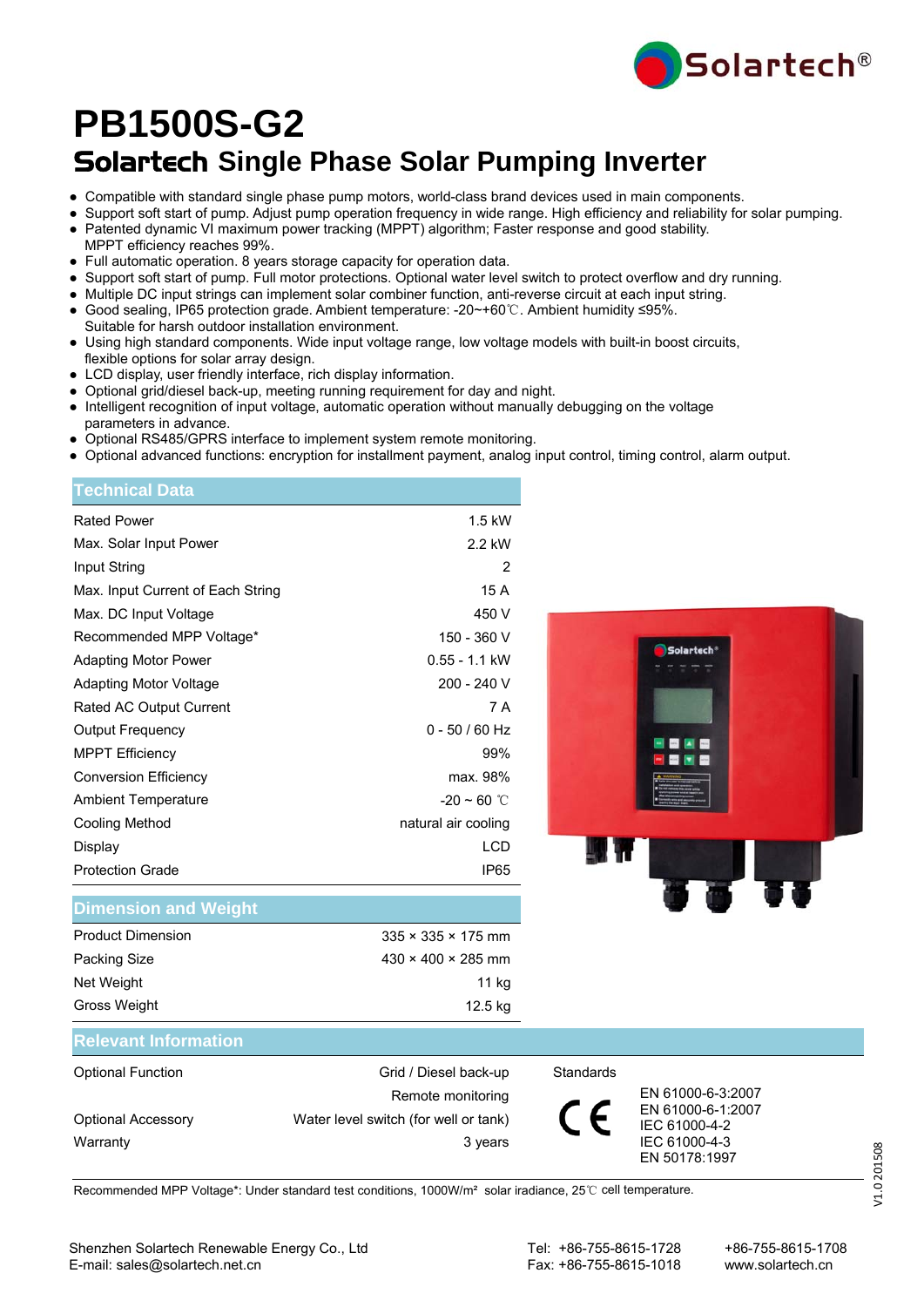# PB1500S-G2

## Solartech Single Phase Solar Pumping Inverter

- Compatible with standard single phase pump motors, world-class brand devices used in main components.
- Support soft start of pump. Adjust pump operation frequency in wide range. High efficiency and reliability for solar pumping.
- Patented dynamic VI maximum power tracking (MPPT) algorithm; Faster response and good stability. MPPT efficiency reaches 99%.
- Full automatic operation. 8 years storage capacity for operation data.
- Support soft start of pump. Full motor protections. Optional water level switch to protect overflow and dry running.
- Multiple DC input strings can implement solar combiner function, anti-reverse circuit at each input string.
- Good sealing, IP65 protection grade. Ambient temperature: -20~+60℃. Ambient humidity ≤95%. Suitable for harsh outdoor installation environment.
- Using high standard components. Wide input voltage range, low voltage models with built-in boost circuits, flexible options for solar array design.
- LCD display, user friendly interface, rich display information.
- Optional grid/diesel back-up, meeting running requirement for day and night.
- Intelligent recognition of input voltage, automatic operation without manually debugging on the voltage parameters in advance.
- Optional RS485/GPRS interface to implement system remote monitoring.
- Optional advanced functions: encryption for installment payment, analog input control, timing control, alarm output.

### Technical Data

| Parameter | Value |
|---|---|
| Rated Power | 1.5 kW |
| Max. Solar Input Power | 2.2 kW |
| Input String | 2 |
| Max. Input Current of Each String | 15 A |
| Max. DC Input Voltage | 450 V |
| Recommended MPP Voltage* | 150 - 360 V |
| Adapting Motor Power | 0.55 - 1.1 kW |
| Adapting Motor Voltage | 200 - 240 V |
| Rated AC Output Current | 7 A |
| Output Frequency | 0 - 50 / 60 Hz |
| MPPT Efficiency | 99% |
| Conversion Efficiency | max. 98% |
| Ambient Temperature | -20 ~ 60 ℃ |
| Cooling Method | natural air cooling |
| Display | LCD |
| Protection Grade | IP65 |

### Dimension and Weight

| Parameter | Value |
|---|---|
| Product Dimension | 335 × 335 × 175 mm |
| Packing Size | 430 × 400 × 285 mm |
| Net Weight | 11 kg |
| Gross Weight | 12.5 kg |

### Relevant Information

| Item | Value |
|---|---|
| Optional Function | Grid / Diesel back-up |
| | Remote monitoring |
| Optional Accessory | Water level switch (for well or tank) |
| Warranty | 3 years |

Standards

CE

- EN 61000-6-3:2007
- EN 61000-6-1:2007
- IEC 61000-4-2
- IEC 61000-4-3
- EN 50178:1997

Recommended MPP Voltage*: Under standard test conditions, 1000W/m² solar irradiance, 25℃ cell temperature.

V1.0 201508

Shenzhen Solartech Renewable Energy Co., Ltd
E-mail: sales@solartech.net.cn

Tel: +86-755-8615-1728 +86-755-8615-1708
Fax: +86-755-8615-1018 www.solartech.cn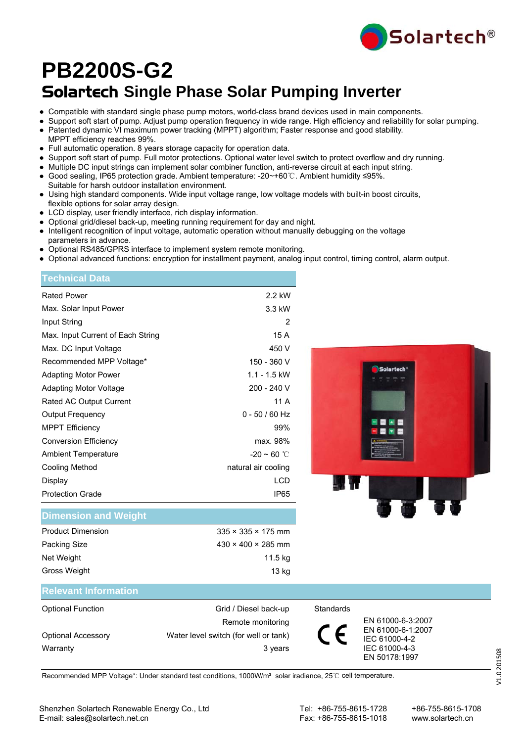# PB2200S-G2

## Solartech Single Phase Solar Pumping Inverter

- Compatible with standard single phase pump motors, world-class brand devices used in main components.
- Support soft start of pump. Adjust pump operation frequency in wide range. High efficiency and reliability for solar pumping.
- Patented dynamic VI maximum power tracking (MPPT) algorithm; Faster response and good stability. MPPT efficiency reaches 99%.
- Full automatic operation. 8 years storage capacity for operation data.
- Support soft start of pump. Full motor protections. Optional water level switch to protect overflow and dry running.
- Multiple DC input strings can implement solar combiner function, anti-reverse circuit at each input string.
- Good sealing, IP65 protection grade. Ambient temperature: -20~+60℃. Ambient humidity ≤95%. Suitable for harsh outdoor installation environment.
- Using high standard components. Wide input voltage range, low voltage models with built-in boost circuits, flexible options for solar array design.
- LCD display, user friendly interface, rich display information.
- Optional grid/diesel back-up, meeting running requirement for day and night.
- Intelligent recognition of input voltage, automatic operation without manually debugging on the voltage parameters in advance.
- Optional RS485/GPRS interface to implement system remote monitoring.
- Optional advanced functions: encryption for installment payment, analog input control, timing control, alarm output.

### Technical Data

| | |
|---|---|
| Rated Power | 2.2 kW |
| Max. Solar Input Power | 3.3 kW |
| Input String | 2 |
| Max. Input Current of Each String | 15 A |
| Max. DC Input Voltage | 450 V |
| Recommended MPP Voltage* | 150 - 360 V |
| Adapting Motor Power | 1.1 - 1.5 kW |
| Adapting Motor Voltage | 200 - 240 V |
| Rated AC Output Current | 11 A |
| Output Frequency | 0 - 50 / 60 Hz |
| MPPT Efficiency | 99% |
| Conversion Efficiency | max. 98% |
| Ambient Temperature | -20 ~ 60 ℃ |
| Cooling Method | natural air cooling |
| Display | LCD |
| Protection Grade | IP65 |

### Dimension and Weight

| | |
|---|---|
| Product Dimension | 335 × 335 × 175 mm |
| Packing Size | 430 × 400 × 285 mm |
| Net Weight | 11.5 kg |
| Gross Weight | 13 kg |

### Relevant Information

| | |
|---|---|
| Optional Function | Grid / Diesel back-up |
| | Remote monitoring |
| Optional Accessory | Water level switch (for well or tank) |
| Warranty | 3 years |

Standards

CE

EN 61000-6-3:2007
EN 61000-6-1:2007
IEC 61000-4-2
IEC 61000-4-3
EN 50178:1997

Recommended MPP Voltage*: Under standard test conditions, 1000W/m² solar irradiance, 25℃ cell temperature.

V1.0 201508

Shenzhen Solartech Renewable Energy Co., Ltd
E-mail: sales@solartech.net.cn

Tel: +86-755-8615-1728 +86-755-8615-1708
Fax: +86-755-8615-1018 www.solartech.cn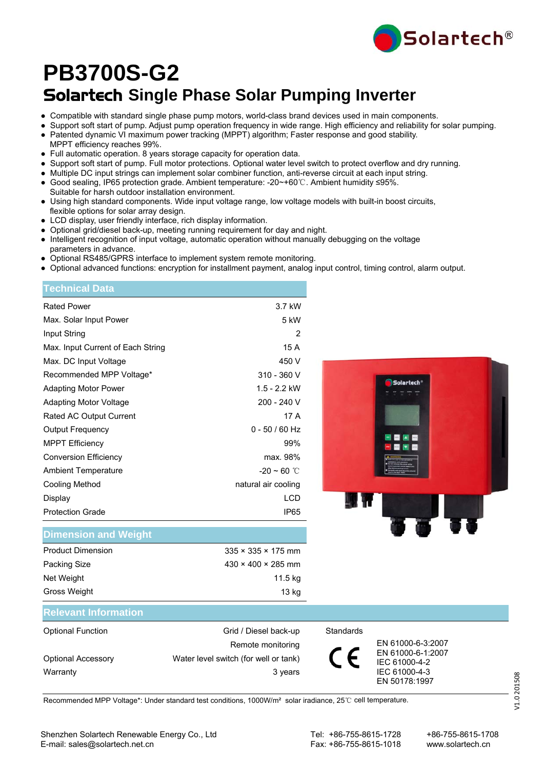# PB3700S-G2

## Solartech Single Phase Solar Pumping Inverter

- Compatible with standard single phase pump motors, world-class brand devices used in main components.
- Support soft start of pump. Adjust pump operation frequency in wide range. High efficiency and reliability for solar pumping.
- Patented dynamic VI maximum power tracking (MPPT) algorithm; Faster response and good stability. MPPT efficiency reaches 99%.
- Full automatic operation. 8 years storage capacity for operation data.
- Support soft start of pump. Full motor protections. Optional water level switch to protect overflow and dry running.
- Multiple DC input strings can implement solar combiner function, anti-reverse circuit at each input string.
- Good sealing, IP65 protection grade. Ambient temperature: -20~+60℃. Ambient humidity ≤95%. Suitable for harsh outdoor installation environment.
- Using high standard components. Wide input voltage range, low voltage models with built-in boost circuits, flexible options for solar array design.
- LCD display, user friendly interface, rich display information.
- Optional grid/diesel back-up, meeting running requirement for day and night.
- Intelligent recognition of input voltage, automatic operation without manually debugging on the voltage parameters in advance.
- Optional RS485/GPRS interface to implement system remote monitoring.
- Optional advanced functions: encryption for installment payment, analog input control, timing control, alarm output.

### Technical Data

| | |
|---|---|
| Rated Power | 3.7 kW |
| Max. Solar Input Power | 5 kW |
| Input String | 2 |
| Max. Input Current of Each String | 15 A |
| Max. DC Input Voltage | 450 V |
| Recommended MPP Voltage* | 310 - 360 V |
| Adapting Motor Power | 1.5 - 2.2 kW |
| Adapting Motor Voltage | 200 - 240 V |
| Rated AC Output Current | 17 A |
| Output Frequency | 0 - 50 / 60 Hz |
| MPPT Efficiency | 99% |
| Conversion Efficiency | max. 98% |
| Ambient Temperature | -20 ~ 60 ℃ |
| Cooling Method | natural air cooling |
| Display | LCD |
| Protection Grade | IP65 |

### Dimension and Weight

| | |
|---|---|
| Product Dimension | 335 × 335 × 175 mm |
| Packing Size | 430 × 400 × 285 mm |
| Net Weight | 11.5 kg |
| Gross Weight | 13 kg |

### Relevant Information

| | |
|---|---|
| Optional Function | Grid / Diesel back-up |
| | Remote monitoring |
| Optional Accessory | Water level switch (for well or tank) |
| Warranty | 3 years |

Standards

CE

EN 61000-6-3:2007
EN 61000-6-1:2007
IEC 61000-4-2
IEC 61000-4-3
EN 50178:1997

Recommended MPP Voltage*: Under standard test conditions, 1000W/m² solar irradiance, 25℃ cell temperature.

V1.0 201508

Shenzhen Solartech Renewable Energy Co., Ltd
E-mail: sales@solartech.net.cn

Tel: +86-755-8615-1728 +86-755-8615-1708
Fax: +86-755-8615-1018 www.solartech.cn